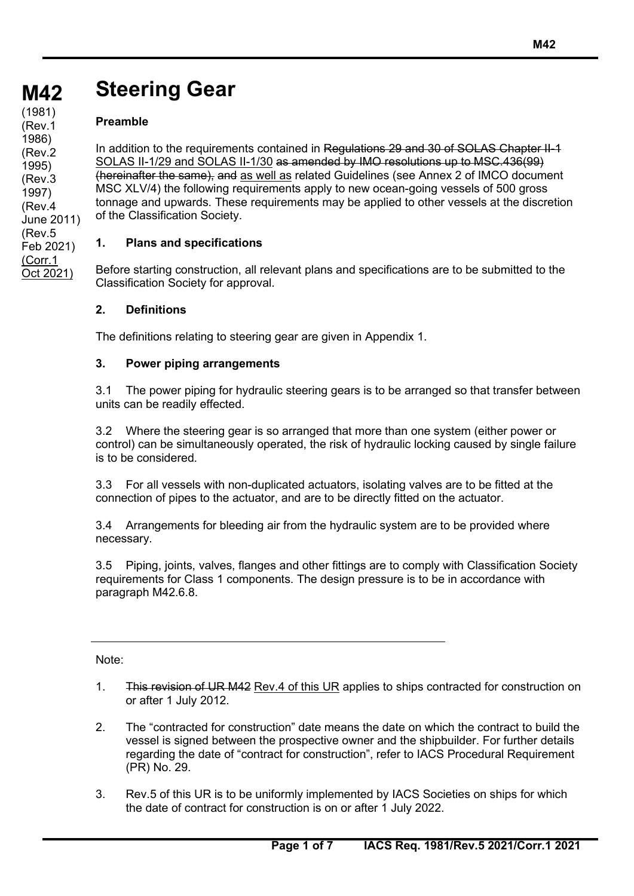# M42 Steering Gear

(1981)
(Rev.1 1986)
(Rev.2 1995)
(Rev.3 1997)
(Rev.4 June 2011)
(Rev.5 Feb 2021)
(Corr.1 Oct 2021)

**Preamble**

In addition to the requirements contained in ~~Regulations 29 and 30 of SOLAS Chapter II-1~~ SOLAS II-1/29 and SOLAS II-1/30 ~~as amended by IMO resolutions up to MSC.436(99) (hereinafter the same), and~~ as well as related Guidelines (see Annex 2 of IMCO document MSC XLV/4) the following requirements apply to new ocean-going vessels of 500 gross tonnage and upwards. These requirements may be applied to other vessels at the discretion of the Classification Society.

## 1. Plans and specifications

Before starting construction, all relevant plans and specifications are to be submitted to the Classification Society for approval.

## 2. Definitions

The definitions relating to steering gear are given in Appendix 1.

## 3. Power piping arrangements

3.1 The power piping for hydraulic steering gears is to be arranged so that transfer between units can be readily effected.

3.2 Where the steering gear is so arranged that more than one system (either power or control) can be simultaneously operated, the risk of hydraulic locking caused by single failure is to be considered.

3.3 For all vessels with non-duplicated actuators, isolating valves are to be fitted at the connection of pipes to the actuator, and are to be directly fitted on the actuator.

3.4 Arrangements for bleeding air from the hydraulic system are to be provided where necessary.

3.5 Piping, joints, valves, flanges and other fittings are to comply with Classification Society requirements for Class 1 components. The design pressure is to be in accordance with paragraph M42.6.8.

---

Note:

1. ~~This revision of UR M42~~ Rev.4 of this UR applies to ships contracted for construction on or after 1 July 2012.

2. The "contracted for construction" date means the date on which the contract to build the vessel is signed between the prospective owner and the shipbuilder. For further details regarding the date of "contract for construction", refer to IACS Procedural Requirement (PR) No. 29.

3. Rev.5 of this UR is to be uniformly implemented by IACS Societies on ships for which the date of contract for construction is on or after 1 July 2022.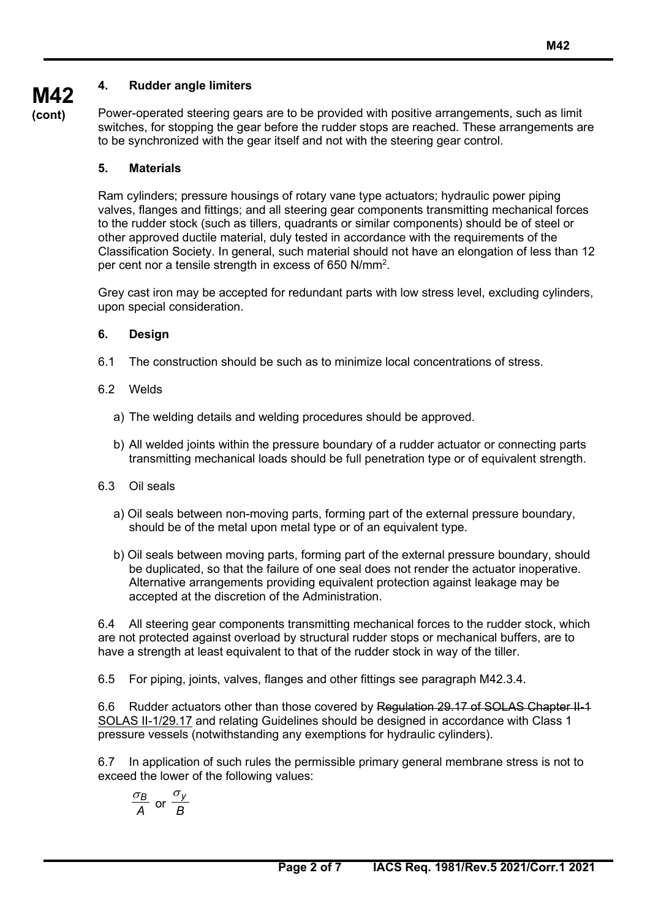**M42 (cont)**

### 4. Rudder angle limiters

Power-operated steering gears are to be provided with positive arrangements, such as limit switches, for stopping the gear before the rudder stops are reached. These arrangements are to be synchronized with the gear itself and not with the steering gear control.

### 5. Materials

Ram cylinders; pressure housings of rotary vane type actuators; hydraulic power piping valves, flanges and fittings; and all steering gear components transmitting mechanical forces to the rudder stock (such as tillers, quadrants or similar components) should be of steel or other approved ductile material, duly tested in accordance with the requirements of the Classification Society. In general, such material should not have an elongation of less than 12 per cent nor a tensile strength in excess of 650 $N/mm^2$.

Grey cast iron may be accepted for redundant parts with low stress level, excluding cylinders, upon special consideration.

### 6. Design

6.1 The construction should be such as to minimize local concentrations of stress.

6.2 Welds

a) The welding details and welding procedures should be approved.

b) All welded joints within the pressure boundary of a rudder actuator or connecting parts transmitting mechanical loads should be full penetration type or of equivalent strength.

6.3 Oil seals

a) Oil seals between non-moving parts, forming part of the external pressure boundary, should be of the metal upon metal type or of an equivalent type.

b) Oil seals between moving parts, forming part of the external pressure boundary, should be duplicated, so that the failure of one seal does not render the actuator inoperative. Alternative arrangements providing equivalent protection against leakage may be accepted at the discretion of the Administration.

6.4 All steering gear components transmitting mechanical forces to the rudder stock, which are not protected against overload by structural rudder stops or mechanical buffers, are to have a strength at least equivalent to that of the rudder stock in way of the tiller.

6.5 For piping, joints, valves, flanges and other fittings see paragraph M42.3.4.

6.6 Rudder actuators other than those covered by ~~Regulation 29.17 of SOLAS Chapter II-1~~ SOLAS II-1/29.17 and relating Guidelines should be designed in accordance with Class 1 pressure vessels (notwithstanding any exemptions for hydraulic cylinders).

6.7 In application of such rules the permissible primary general membrane stress is not to exceed the lower of the following values:

$$\frac{\sigma_B}{A} \text{ or } \frac{\sigma_y}{B}$$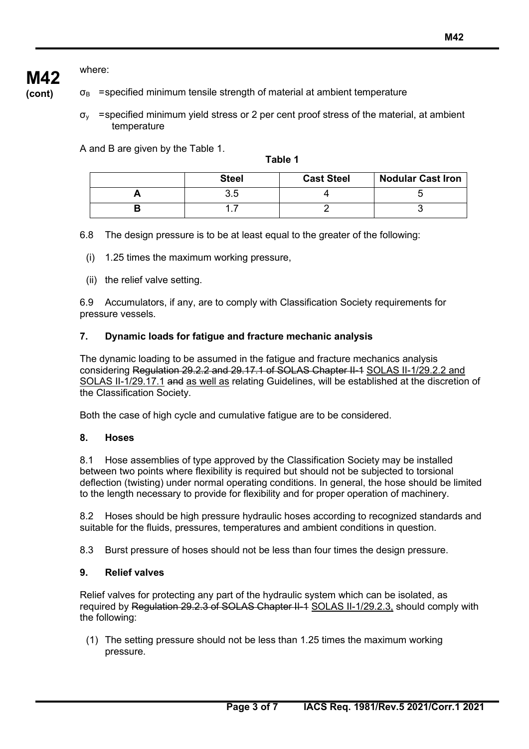where:

$\sigma_B$ = specified minimum tensile strength of material at ambient temperature

$\sigma_y$ = specified minimum yield stress or 2 per cent proof stress of the material, at ambient temperature

A and B are given by the Table 1.

**Table 1**

| | Steel | Cast Steel | Nodular Cast Iron |
|---|---|---|---|
| A | 3.5 | 4 | 5 |
| B | 1.7 | 2 | 3 |

6.8 The design pressure is to be at least equal to the greater of the following:

(i) 1.25 times the maximum working pressure,

(ii) the relief valve setting.

6.9 Accumulators, if any, are to comply with Classification Society requirements for pressure vessels.

### 7. Dynamic loads for fatigue and fracture mechanic analysis

The dynamic loading to be assumed in the fatigue and fracture mechanics analysis considering ~~Regulation 29.2.2 and 29.17.1 of SOLAS Chapter II-1~~ SOLAS II-1/29.2.2 and SOLAS II-1/29.17.1 ~~and~~ as well as relating Guidelines, will be established at the discretion of the Classification Society.

Both the case of high cycle and cumulative fatigue are to be considered.

### 8. Hoses

8.1 Hose assemblies of type approved by the Classification Society may be installed between two points where flexibility is required but should not be subjected to torsional deflection (twisting) under normal operating conditions. In general, the hose should be limited to the length necessary to provide for flexibility and for proper operation of machinery.

8.2 Hoses should be high pressure hydraulic hoses according to recognized standards and suitable for the fluids, pressures, temperatures and ambient conditions in question.

8.3 Burst pressure of hoses should not be less than four times the design pressure.

### 9. Relief valves

Relief valves for protecting any part of the hydraulic system which can be isolated, as required by ~~Regulation 29.2.3 of SOLAS Chapter II-1~~ SOLAS II-1/29.2.3, should comply with the following:

(1) The setting pressure should not be less than 1.25 times the maximum working pressure.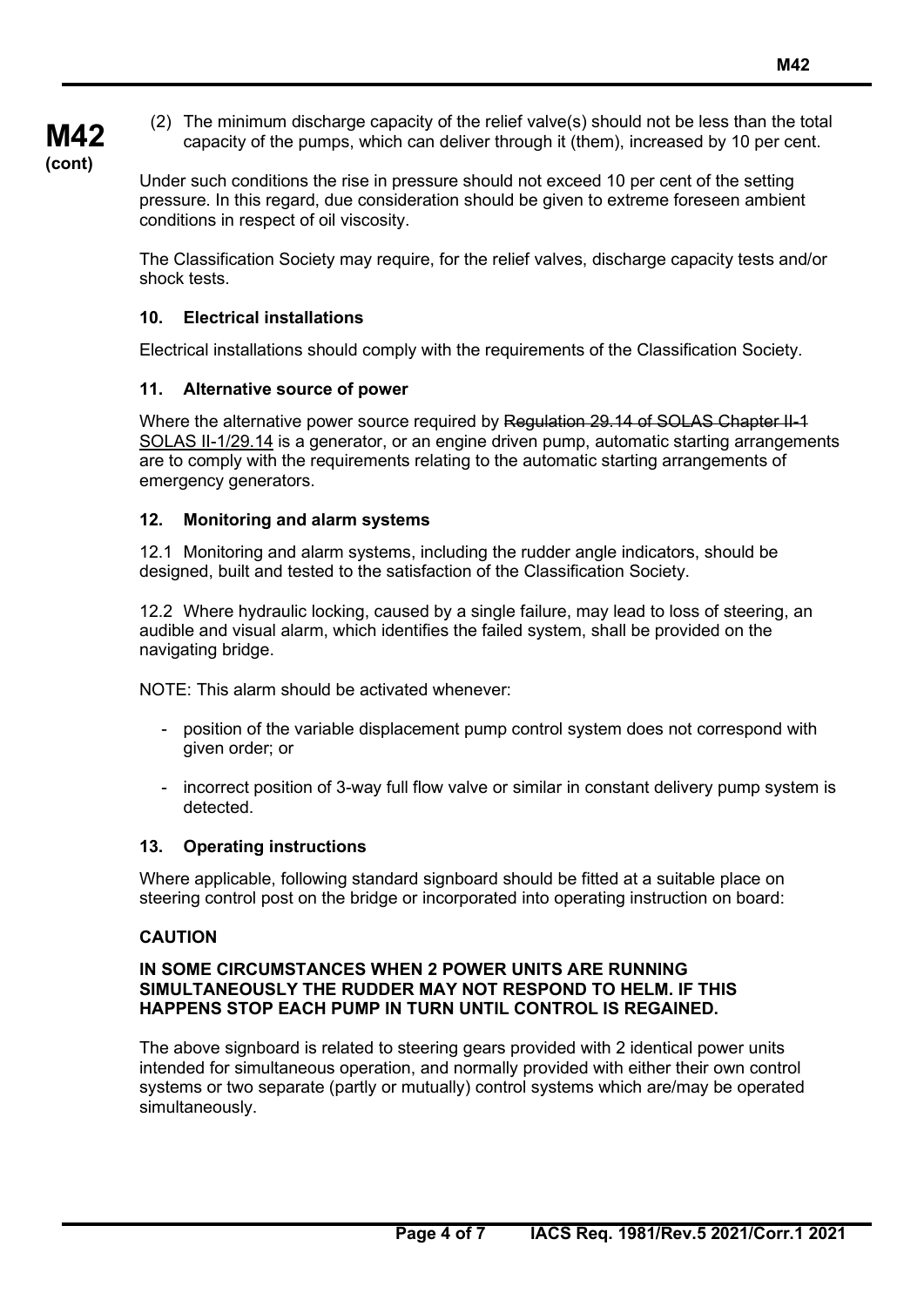(2) The minimum discharge capacity of the relief valve(s) should not be less than the total capacity of the pumps, which can deliver through it (them), increased by 10 per cent.

Under such conditions the rise in pressure should not exceed 10 per cent of the setting pressure. In this regard, due consideration should be given to extreme foreseen ambient conditions in respect of oil viscosity.

The Classification Society may require, for the relief valves, discharge capacity tests and/or shock tests.

### 10. Electrical installations

Electrical installations should comply with the requirements of the Classification Society.

### 11. Alternative source of power

Where the alternative power source required by ~~Regulation 29.14 of SOLAS Chapter II-1~~ SOLAS II-1/29.14 is a generator, or an engine driven pump, automatic starting arrangements are to comply with the requirements relating to the automatic starting arrangements of emergency generators.

### 12. Monitoring and alarm systems

12.1 Monitoring and alarm systems, including the rudder angle indicators, should be designed, built and tested to the satisfaction of the Classification Society.

12.2 Where hydraulic locking, caused by a single failure, may lead to loss of steering, an audible and visual alarm, which identifies the failed system, shall be provided on the navigating bridge.

NOTE: This alarm should be activated whenever:

- position of the variable displacement pump control system does not correspond with given order; or
- incorrect position of 3-way full flow valve or similar in constant delivery pump system is detected.

### 13. Operating instructions

Where applicable, following standard signboard should be fitted at a suitable place on steering control post on the bridge or incorporated into operating instruction on board:

**CAUTION**

**IN SOME CIRCUMSTANCES WHEN 2 POWER UNITS ARE RUNNING SIMULTANEOUSLY THE RUDDER MAY NOT RESPOND TO HELM. IF THIS HAPPENS STOP EACH PUMP IN TURN UNTIL CONTROL IS REGAINED.**

The above signboard is related to steering gears provided with 2 identical power units intended for simultaneous operation, and normally provided with either their own control systems or two separate (partly or mutually) control systems which are/may be operated simultaneously.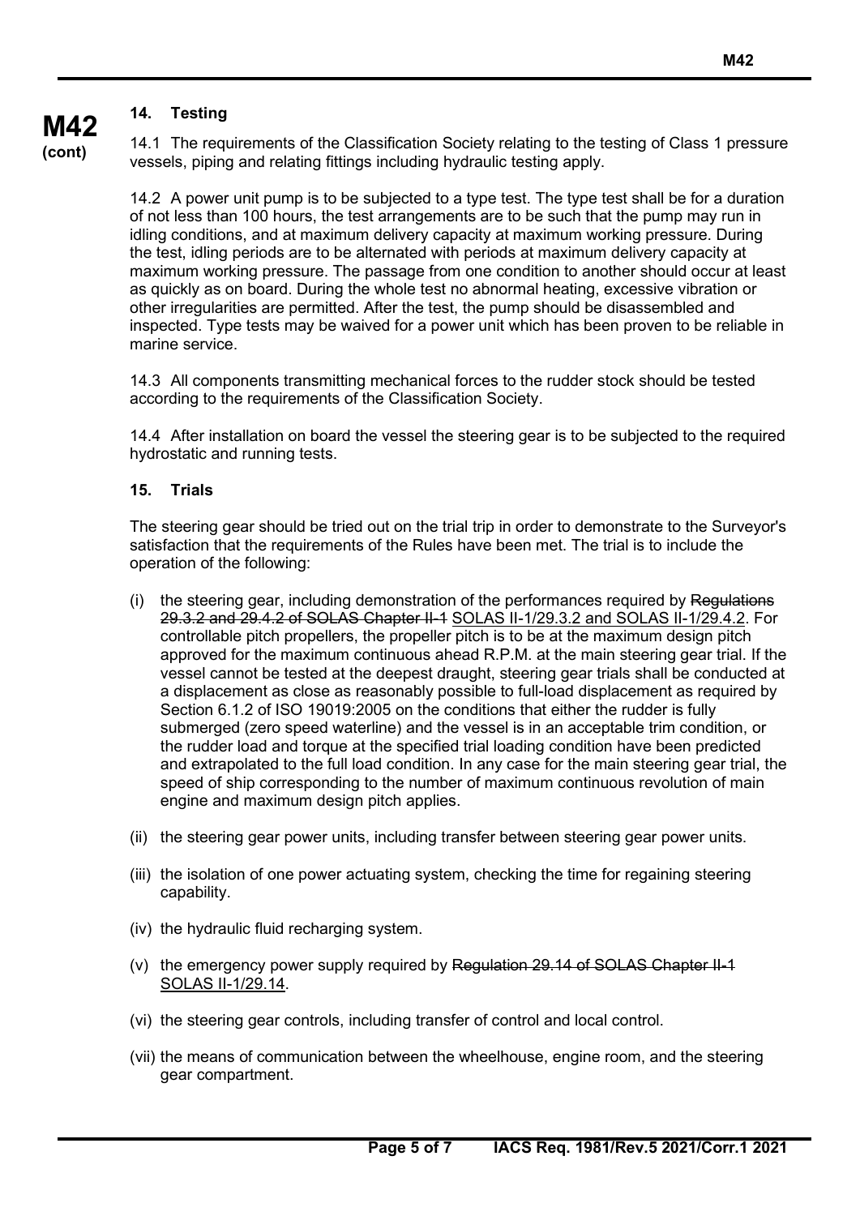## 14. Testing

14.1 The requirements of the Classification Society relating to the testing of Class 1 pressure vessels, piping and relating fittings including hydraulic testing apply.

14.2 A power unit pump is to be subjected to a type test. The type test shall be for a duration of not less than 100 hours, the test arrangements are to be such that the pump may run in idling conditions, and at maximum delivery capacity at maximum working pressure. During the test, idling periods are to be alternated with periods at maximum delivery capacity at maximum working pressure. The passage from one condition to another should occur at least as quickly as on board. During the whole test no abnormal heating, excessive vibration or other irregularities are permitted. After the test, the pump should be disassembled and inspected. Type tests may be waived for a power unit which has been proven to be reliable in marine service.

14.3 All components transmitting mechanical forces to the rudder stock should be tested according to the requirements of the Classification Society.

14.4 After installation on board the vessel the steering gear is to be subjected to the required hydrostatic and running tests.

## 15. Trials

The steering gear should be tried out on the trial trip in order to demonstrate to the Surveyor's satisfaction that the requirements of the Rules have been met. The trial is to include the operation of the following:

(i) the steering gear, including demonstration of the performances required by ~~Regulations 29.3.2 and 29.4.2 of SOLAS Chapter II-1~~ SOLAS II-1/29.3.2 and SOLAS II-1/29.4.2. For controllable pitch propellers, the propeller pitch is to be at the maximum design pitch approved for the maximum continuous ahead R.P.M. at the main steering gear trial. If the vessel cannot be tested at the deepest draught, steering gear trials shall be conducted at a displacement as close as reasonably possible to full-load displacement as required by Section 6.1.2 of ISO 19019:2005 on the conditions that either the rudder is fully submerged (zero speed waterline) and the vessel is in an acceptable trim condition, or the rudder load and torque at the specified trial loading condition have been predicted and extrapolated to the full load condition. In any case for the main steering gear trial, the speed of ship corresponding to the number of maximum continuous revolution of main engine and maximum design pitch applies.

(ii) the steering gear power units, including transfer between steering gear power units.

(iii) the isolation of one power actuating system, checking the time for regaining steering capability.

(iv) the hydraulic fluid recharging system.

(v) the emergency power supply required by ~~Regulation 29.14 of SOLAS Chapter II-1~~ SOLAS II-1/29.14.

(vi) the steering gear controls, including transfer of control and local control.

(vii) the means of communication between the wheelhouse, engine room, and the steering gear compartment.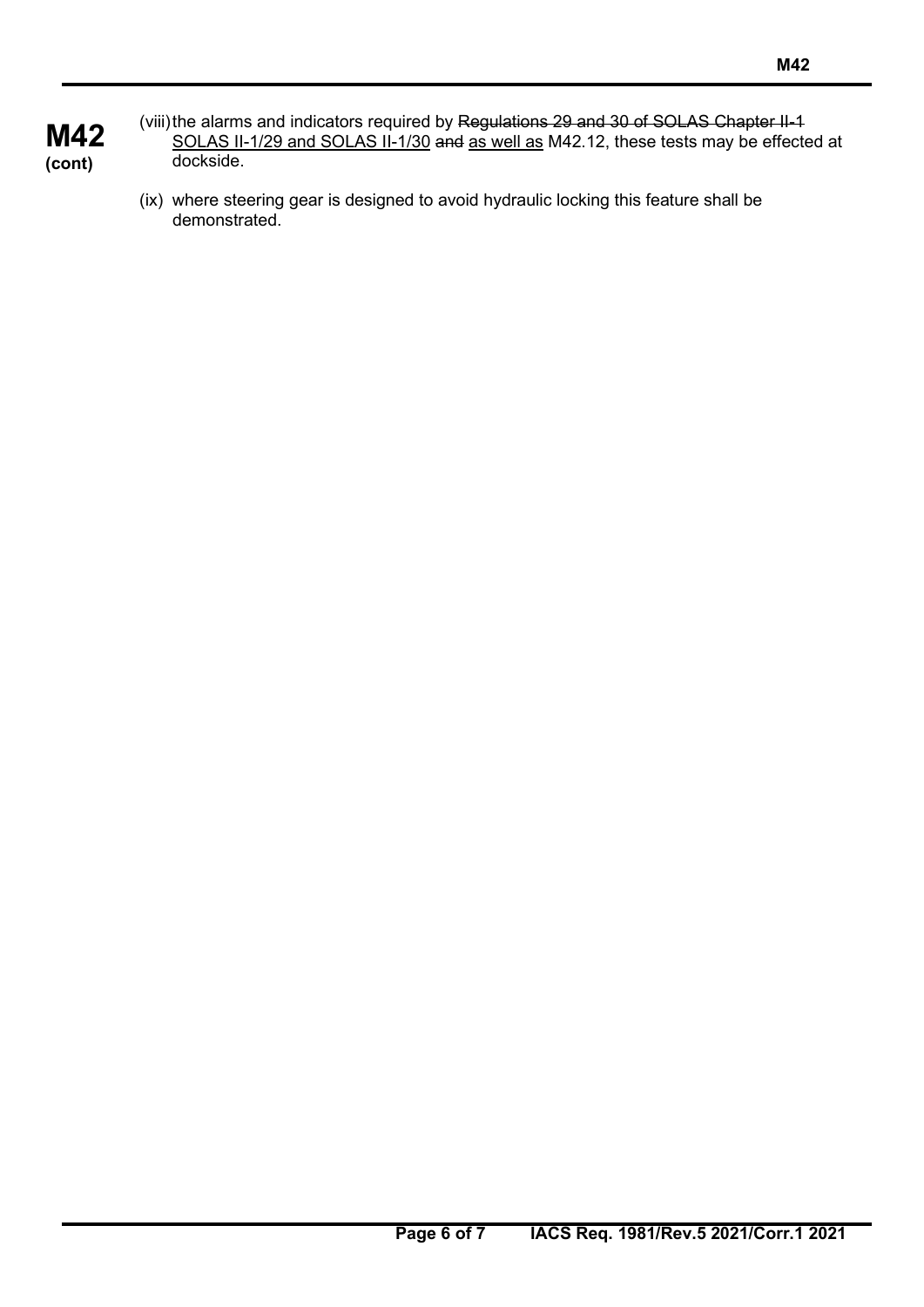**M42 (cont)**

(viii) the alarms and indicators required by ~~Regulations 29 and 30 of SOLAS Chapter II-1~~ <u>SOLAS II-1/29 and SOLAS II-1/30</u> ~~and~~ <u>as well as</u> M42.12, these tests may be effected at dockside.

(ix) where steering gear is designed to avoid hydraulic locking this feature shall be demonstrated.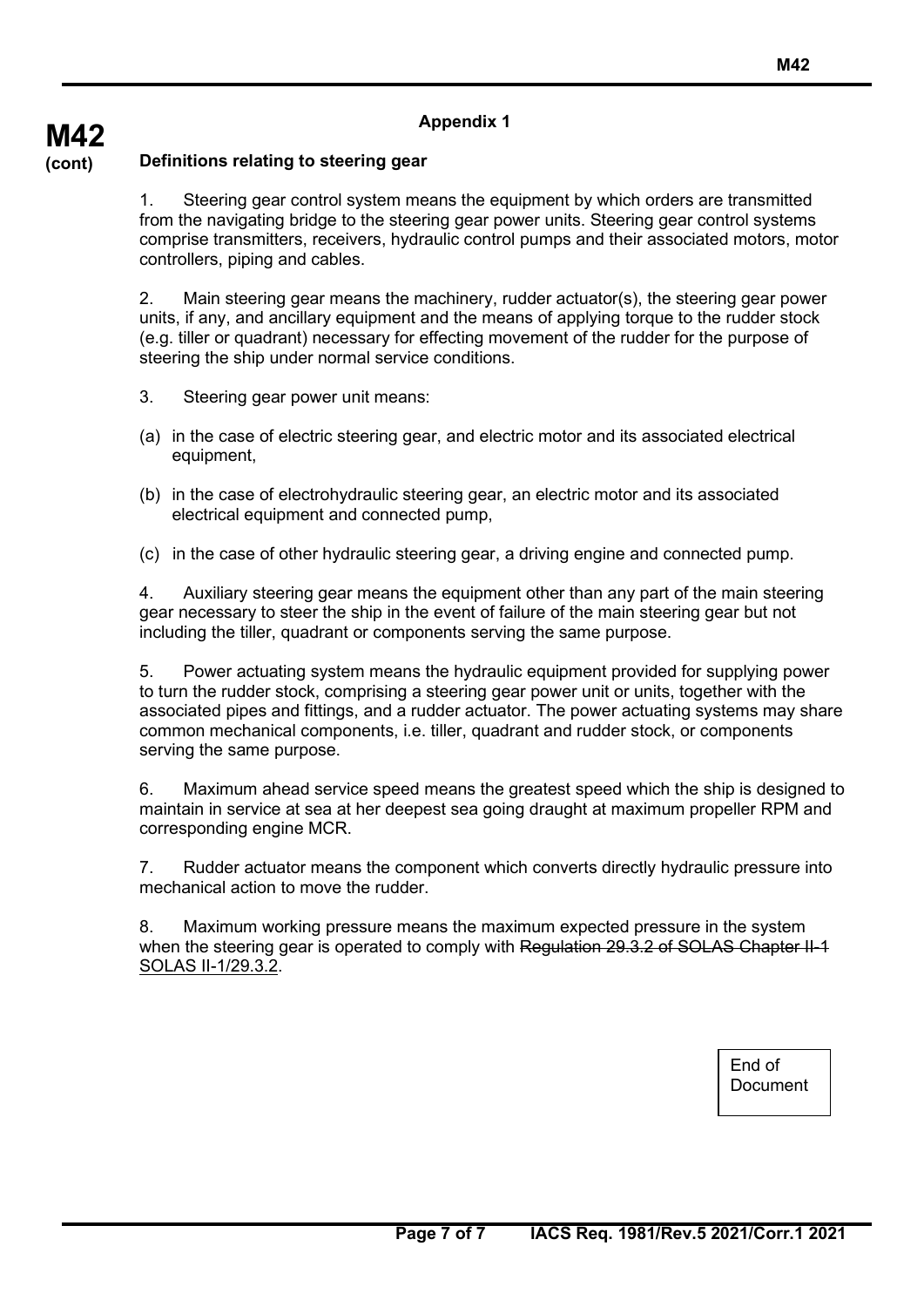**M42 (cont)**

## Appendix 1

### Definitions relating to steering gear

1. Steering gear control system means the equipment by which orders are transmitted from the navigating bridge to the steering gear power units. Steering gear control systems comprise transmitters, receivers, hydraulic control pumps and their associated motors, motor controllers, piping and cables.

2. Main steering gear means the machinery, rudder actuator(s), the steering gear power units, if any, and ancillary equipment and the means of applying torque to the rudder stock (e.g. tiller or quadrant) necessary for effecting movement of the rudder for the purpose of steering the ship under normal service conditions.

3. Steering gear power unit means:

(a) in the case of electric steering gear, and electric motor and its associated electrical equipment,

(b) in the case of electrohydraulic steering gear, an electric motor and its associated electrical equipment and connected pump,

(c) in the case of other hydraulic steering gear, a driving engine and connected pump.

4. Auxiliary steering gear means the equipment other than any part of the main steering gear necessary to steer the ship in the event of failure of the main steering gear but not including the tiller, quadrant or components serving the same purpose.

5. Power actuating system means the hydraulic equipment provided for supplying power to turn the rudder stock, comprising a steering gear power unit or units, together with the associated pipes and fittings, and a rudder actuator. The power actuating systems may share common mechanical components, i.e. tiller, quadrant and rudder stock, or components serving the same purpose.

6. Maximum ahead service speed means the greatest speed which the ship is designed to maintain in service at sea at her deepest sea going draught at maximum propeller RPM and corresponding engine MCR.

7. Rudder actuator means the component which converts directly hydraulic pressure into mechanical action to move the rudder.

8. Maximum working pressure means the maximum expected pressure in the system when the steering gear is operated to comply with ~~Regulation 29.3.2 of SOLAS Chapter II-1~~ <u>SOLAS II-1/29.3.2</u>.

End of Document